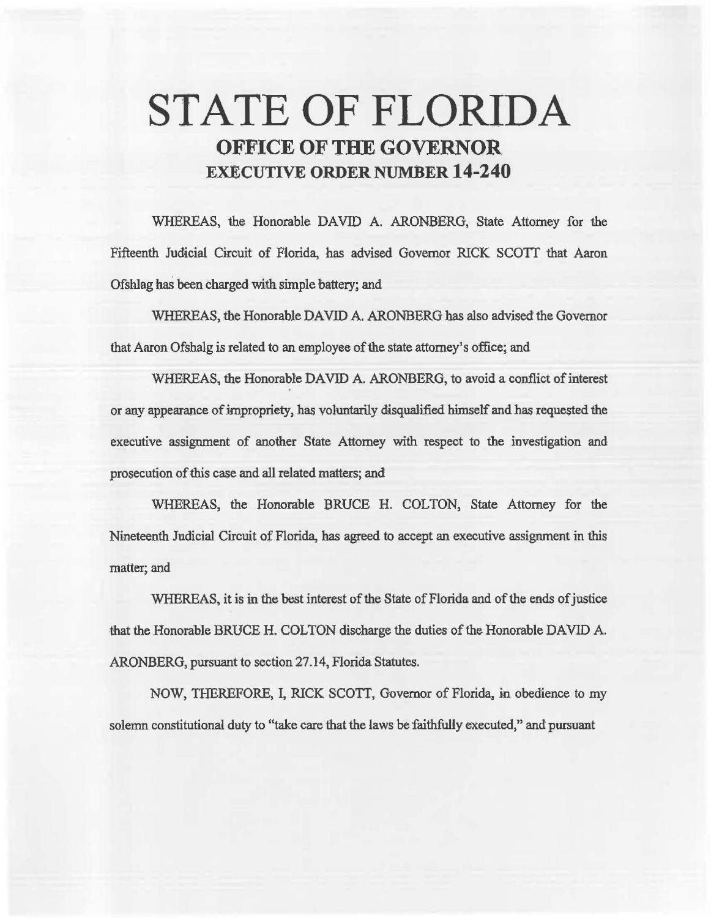# STATE OF FLORIDA

## OFFICE OF THE GOVERNOR

## EXECUTIVE ORDER NUMBER 14-240

WHEREAS, the Honorable DAVID A. ARONBERG, State Attorney for the Fifteenth Judicial Circuit of Florida, has advised Governor RICK SCOTT that Aaron Ofshlag has been charged with simple battery; and

WHEREAS, the Honorable DAVID A. ARONBERG has also advised the Governor that Aaron Ofshalg is related to an employee of the state attorney's office; and

WHEREAS, the Honorable DAVID A. ARONBERG, to avoid a conflict of interest or any appearance of impropriety, has voluntarily disqualified himself and has requested the executive assignment of another State Attorney with respect to the investigation and prosecution of this case and all related matters; and

WHEREAS, the Honorable BRUCE H. COLTON, State Attorney for the Nineteenth Judicial Circuit of Florida, has agreed to accept an executive assignment in this matter; and

WHEREAS, it is in the best interest of the State of Florida and of the ends of justice that the Honorable BRUCE H. COLTON discharge the duties of the Honorable DAVID A. ARONBERG, pursuant to section 27.14, Florida Statutes.

NOW, THEREFORE, I, RICK SCOTT, Governor of Florida, in obedience to my solemn constitutional duty to "take care that the laws be faithfully executed," and pursuant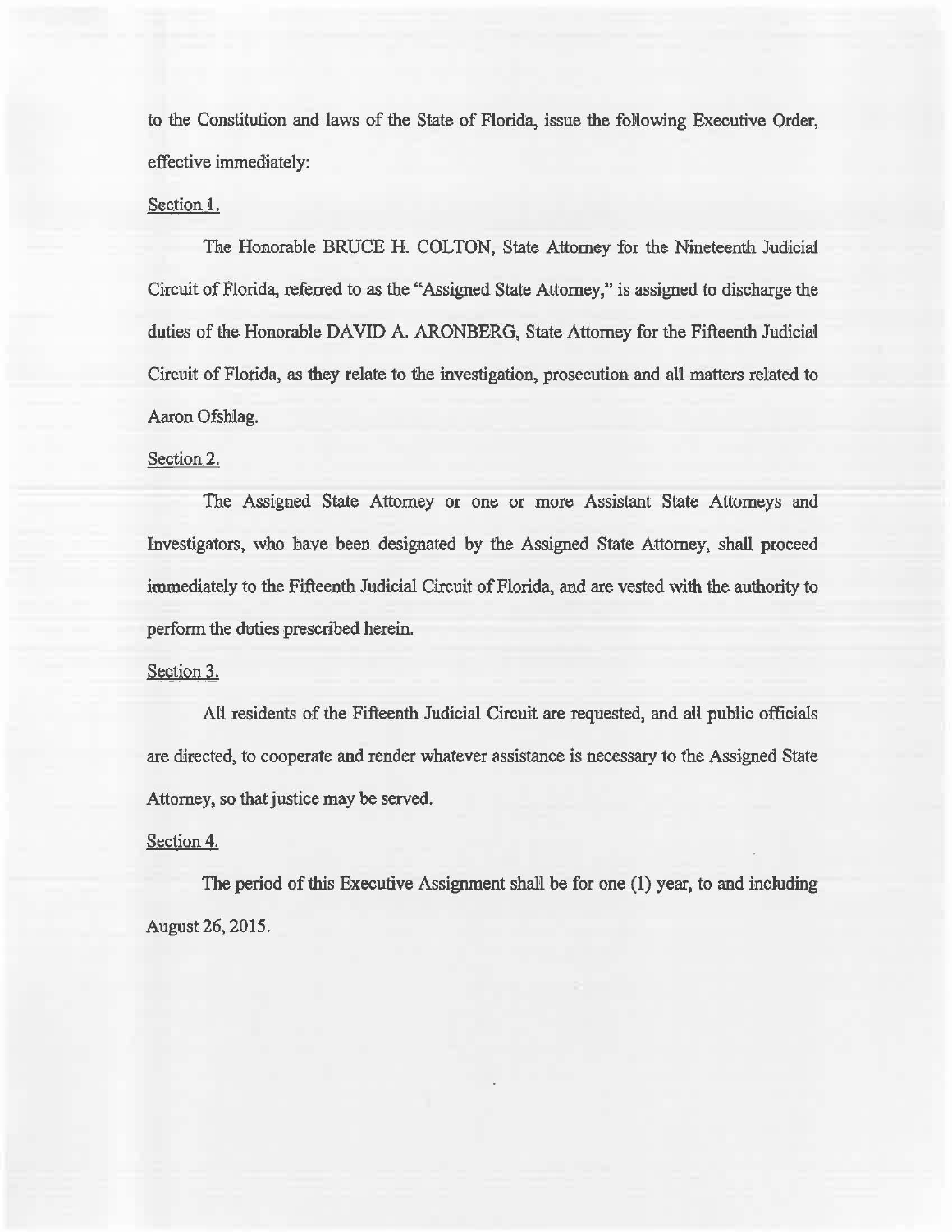to the Constitution and laws of the State of Florida, issue the following Executive Order, effective immediately:

Section 1.

The Honorable BRUCE H. COLTON, State Attorney for the Nineteenth Judicial Circuit of Florida, referred to as the "Assigned State Attorney," is assigned to discharge the duties of the Honorable DAVID A. ARONBERG, State Attorney for the Fifteenth Judicial Circuit of Florida, as they relate to the investigation, prosecution and all matters related to Aaron Ofshlag.

Section 2.

The Assigned State Attorney or one or more Assistant State Attorneys and Investigators, who have been designated by the Assigned State Attorney, shall proceed immediately to the Fifteenth Judicial Circuit of Florida, and are vested with the authority to perform the duties prescribed herein.

Section 3.

All residents of the Fifteenth Judicial Circuit are requested, and all public officials are directed, to cooperate and render whatever assistance is necessary to the Assigned State Attorney, so that justice may be served.

Section 4.

The period of this Executive Assignment shall be for one (1) year, to and including August 26, 2015.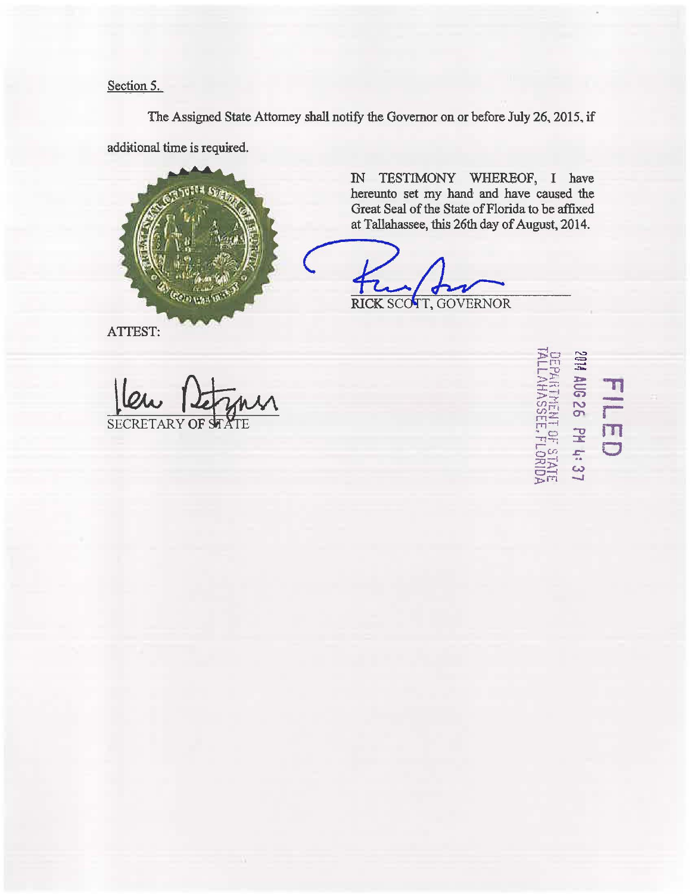Section 5.

The Assigned State Attorney shall notify the Governor on or before July 26, 2015, if additional time is required.

IN TESTIMONY WHEREOF, I have hereunto set my hand and have caused the Great Seal of the State of Florida to be affixed at Tallahassee, this 26th day of August, 2014.

RICK SCOTT, GOVERNOR

ATTEST:

SECRETARY OF STATE

FILED

2014 AUG 26 PM 4:37

DEPARTMENT OF STATE
TALLAHASSEE, FLORIDA